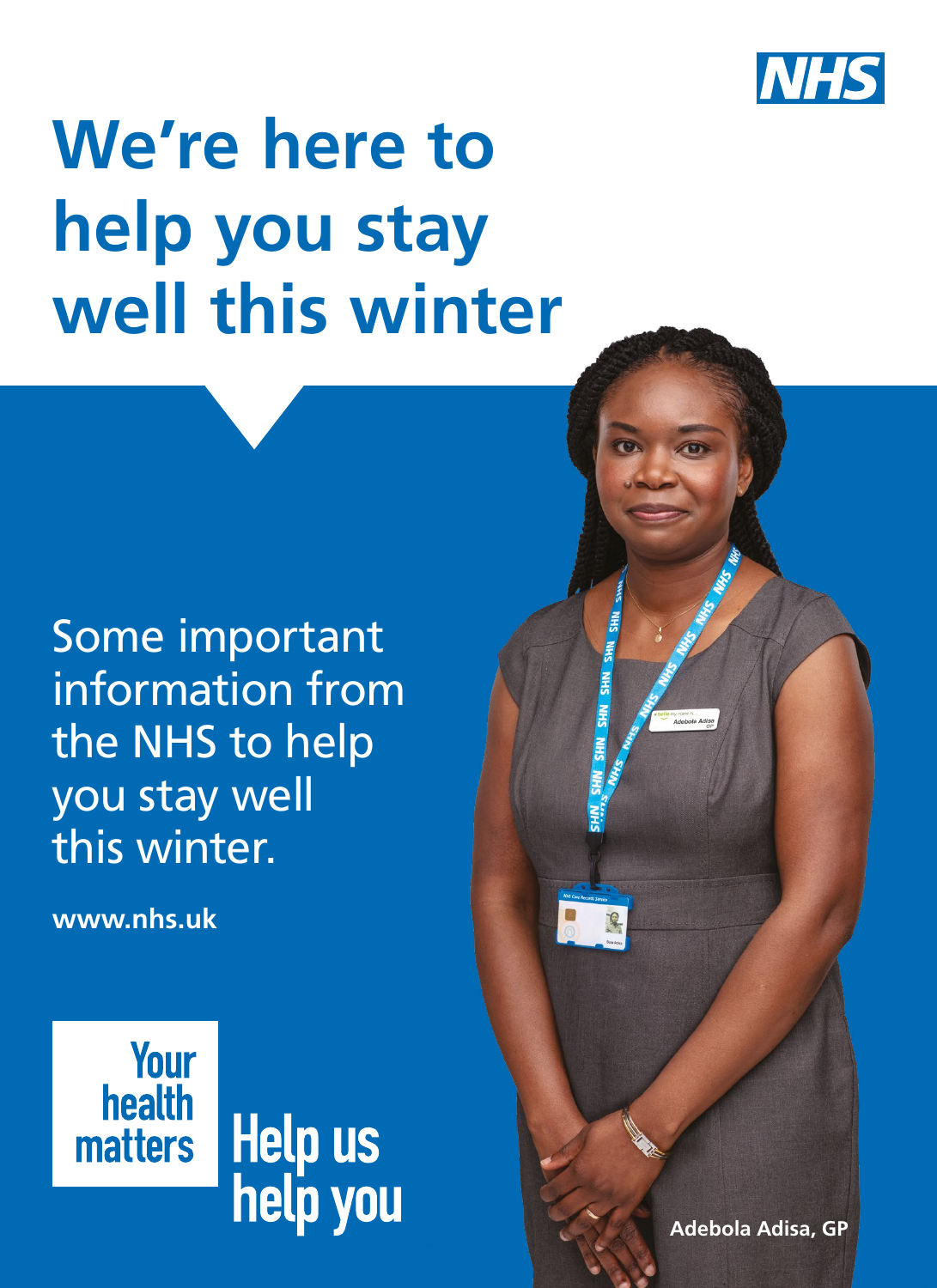NHS

# We're here to help you stay well this winter

Some important information from the NHS to help you stay well this winter.

**www.nhs.uk**

Your health matters

Help us help you

**Adebola Adisa, GP**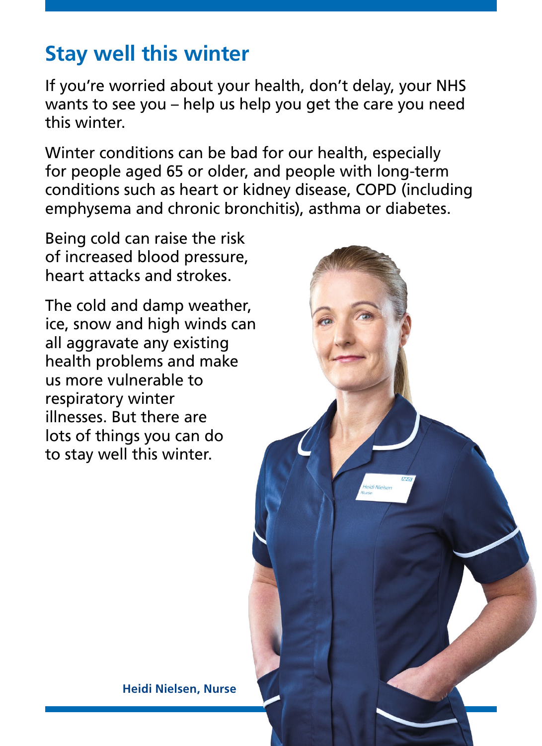# Stay well this winter

If you're worried about your health, don't delay, your NHS wants to see you – help us help you get the care you need this winter.

Winter conditions can be bad for our health, especially for people aged 65 or older, and people with long-term conditions such as heart or kidney disease, COPD (including emphysema and chronic bronchitis), asthma or diabetes.

Being cold can raise the risk of increased blood pressure, heart attacks and strokes.

The cold and damp weather, ice, snow and high winds can all aggravate any existing health problems and make us more vulnerable to respiratory winter illnesses. But there are lots of things you can do to stay well this winter.

**Heidi Nielsen, Nurse**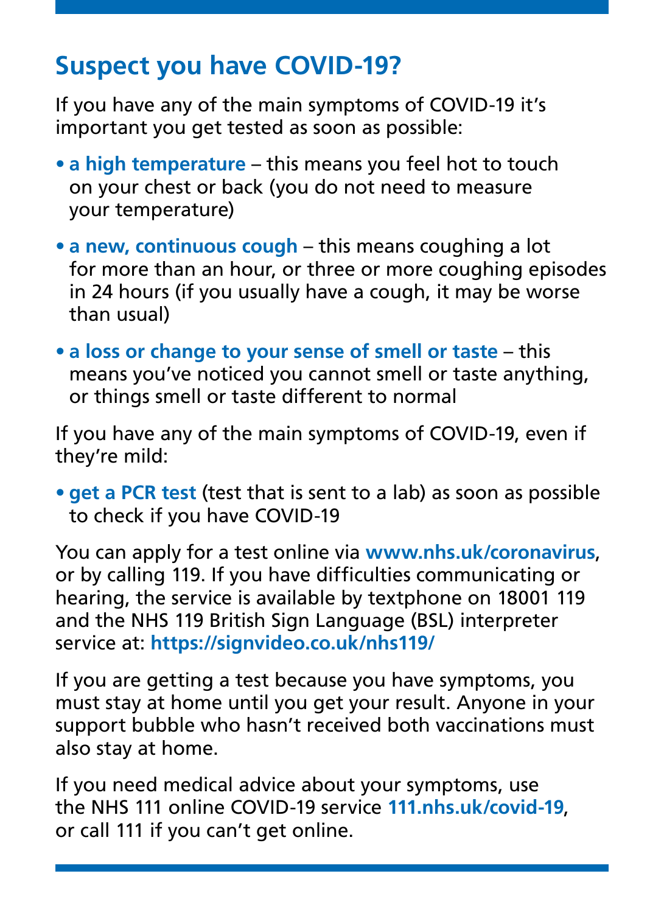## Suspect you have COVID-19?

If you have any of the main symptoms of COVID-19 it's important you get tested as soon as possible:

- **a high temperature** – this means you feel hot to touch on your chest or back (you do not need to measure your temperature)
- **a new, continuous cough** – this means coughing a lot for more than an hour, or three or more coughing episodes in 24 hours (if you usually have a cough, it may be worse than usual)
- **a loss or change to your sense of smell or taste** – this means you've noticed you cannot smell or taste anything, or things smell or taste different to normal

If you have any of the main symptoms of COVID-19, even if they're mild:

- **get a PCR test** (test that is sent to a lab) as soon as possible to check if you have COVID-19

You can apply for a test online via **www.nhs.uk/coronavirus**, or by calling 119. If you have difficulties communicating or hearing, the service is available by textphone on 18001 119 and the NHS 119 British Sign Language (BSL) interpreter service at: **https://signvideo.co.uk/nhs119/**

If you are getting a test because you have symptoms, you must stay at home until you get your result. Anyone in your support bubble who hasn't received both vaccinations must also stay at home.

If you need medical advice about your symptoms, use the NHS 111 online COVID-19 service **111.nhs.uk/covid-19**, or call 111 if you can't get online.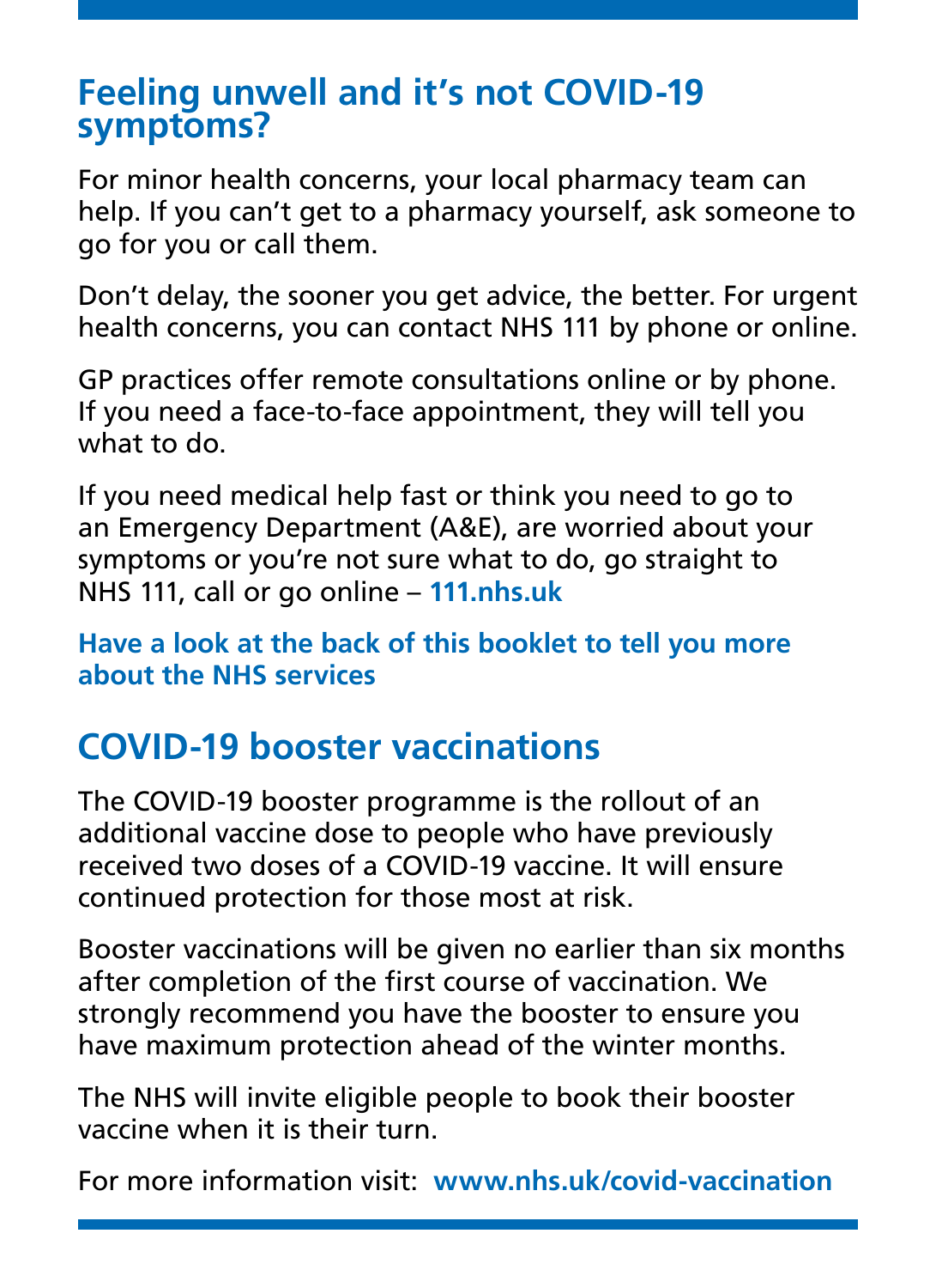## Feeling unwell and it's not COVID-19 symptoms?

For minor health concerns, your local pharmacy team can help. If you can't get to a pharmacy yourself, ask someone to go for you or call them.

Don't delay, the sooner you get advice, the better. For urgent health concerns, you can contact NHS 111 by phone or online.

GP practices offer remote consultations online or by phone. If you need a face-to-face appointment, they will tell you what to do.

If you need medical help fast or think you need to go to an Emergency Department (A&E), are worried about your symptoms or you're not sure what to do, go straight to NHS 111, call or go online – **111.nhs.uk**

**Have a look at the back of this booklet to tell you more about the NHS services**

## COVID-19 booster vaccinations

The COVID-19 booster programme is the rollout of an additional vaccine dose to people who have previously received two doses of a COVID-19 vaccine. It will ensure continued protection for those most at risk.

Booster vaccinations will be given no earlier than six months after completion of the first course of vaccination. We strongly recommend you have the booster to ensure you have maximum protection ahead of the winter months.

The NHS will invite eligible people to book their booster vaccine when it is their turn.

For more information visit: **www.nhs.uk/covid-vaccination**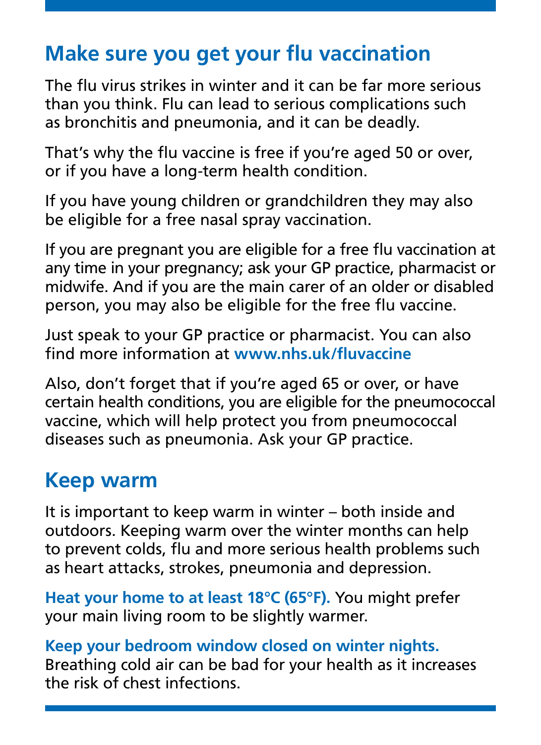## Make sure you get your flu vaccination

The flu virus strikes in winter and it can be far more serious than you think. Flu can lead to serious complications such as bronchitis and pneumonia, and it can be deadly.

That's why the flu vaccine is free if you're aged 50 or over, or if you have a long-term health condition.

If you have young children or grandchildren they may also be eligible for a free nasal spray vaccination.

If you are pregnant you are eligible for a free flu vaccination at any time in your pregnancy; ask your GP practice, pharmacist or midwife. And if you are the main carer of an older or disabled person, you may also be eligible for the free flu vaccine.

Just speak to your GP practice or pharmacist. You can also find more information at **www.nhs.uk/fluvaccine**

Also, don't forget that if you're aged 65 or over, or have certain health conditions, you are eligible for the pneumococcal vaccine, which will help protect you from pneumococcal diseases such as pneumonia. Ask your GP practice.

## Keep warm

It is important to keep warm in winter – both inside and outdoors. Keeping warm over the winter months can help to prevent colds, flu and more serious health problems such as heart attacks, strokes, pneumonia and depression.

**Heat your home to at least 18°C (65°F).** You might prefer your main living room to be slightly warmer.

**Keep your bedroom window closed on winter nights.** Breathing cold air can be bad for your health as it increases the risk of chest infections.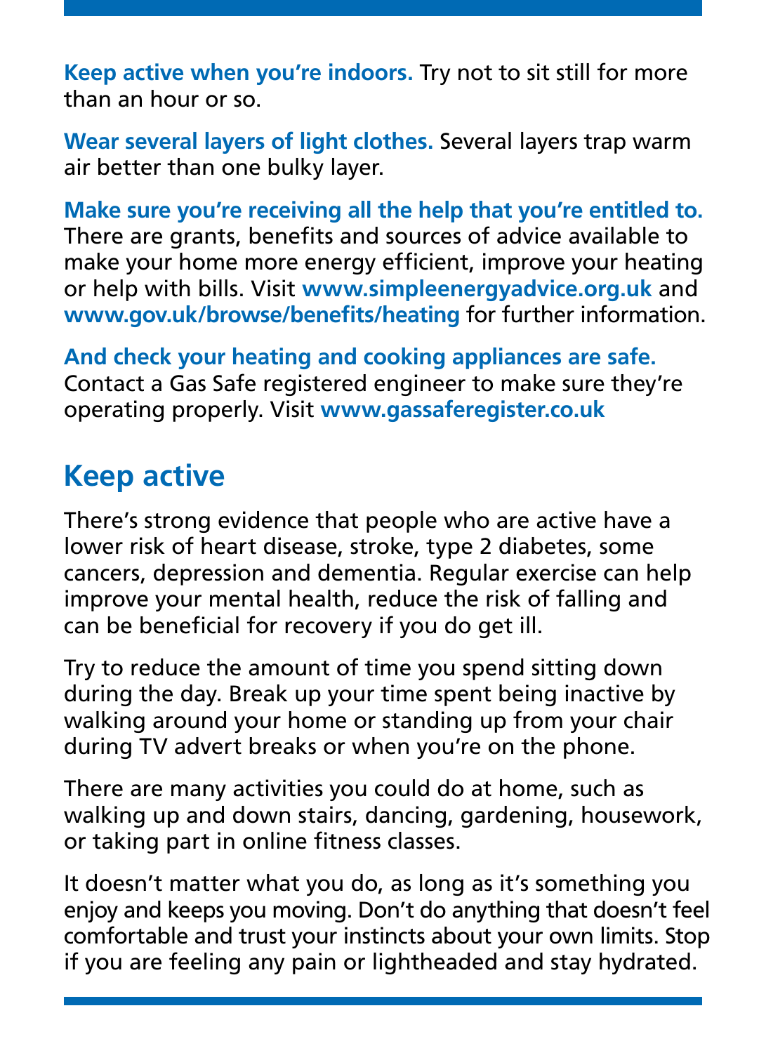**Keep active when you're indoors.** Try not to sit still for more than an hour or so.

**Wear several layers of light clothes.** Several layers trap warm air better than one bulky layer.

**Make sure you're receiving all the help that you're entitled to.** There are grants, benefits and sources of advice available to make your home more energy efficient, improve your heating or help with bills. Visit **www.simpleenergyadvice.org.uk** and **www.gov.uk/browse/benefits/heating** for further information.

**And check your heating and cooking appliances are safe.** Contact a Gas Safe registered engineer to make sure they're operating properly. Visit **www.gassaferegister.co.uk**

## Keep active

There's strong evidence that people who are active have a lower risk of heart disease, stroke, type 2 diabetes, some cancers, depression and dementia. Regular exercise can help improve your mental health, reduce the risk of falling and can be beneficial for recovery if you do get ill.

Try to reduce the amount of time you spend sitting down during the day. Break up your time spent being inactive by walking around your home or standing up from your chair during TV advert breaks or when you're on the phone.

There are many activities you could do at home, such as walking up and down stairs, dancing, gardening, housework, or taking part in online fitness classes.

It doesn't matter what you do, as long as it's something you enjoy and keeps you moving. Don't do anything that doesn't feel comfortable and trust your instincts about your own limits. Stop if you are feeling any pain or lightheaded and stay hydrated.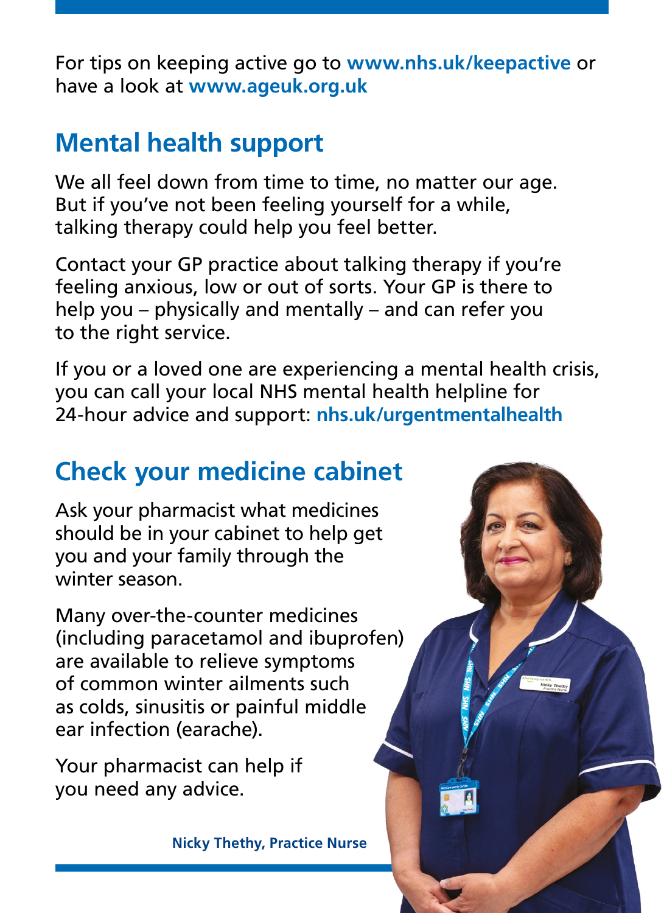For tips on keeping active go to **www.nhs.uk/keepactive** or have a look at **www.ageuk.org.uk**

## Mental health support

We all feel down from time to time, no matter our age. But if you've not been feeling yourself for a while, talking therapy could help you feel better.

Contact your GP practice about talking therapy if you're feeling anxious, low or out of sorts. Your GP is there to help you – physically and mentally – and can refer you to the right service.

If you or a loved one are experiencing a mental health crisis, you can call your local NHS mental health helpline for 24-hour advice and support: **nhs.uk/urgentmentalhealth**

## Check your medicine cabinet

Ask your pharmacist what medicines should be in your cabinet to help get you and your family through the winter season.

Many over-the-counter medicines (including paracetamol and ibuprofen) are available to relieve symptoms of common winter ailments such as colds, sinusitis or painful middle ear infection (earache).

Your pharmacist can help if you need any advice.

**Nicky Thethy, Practice Nurse**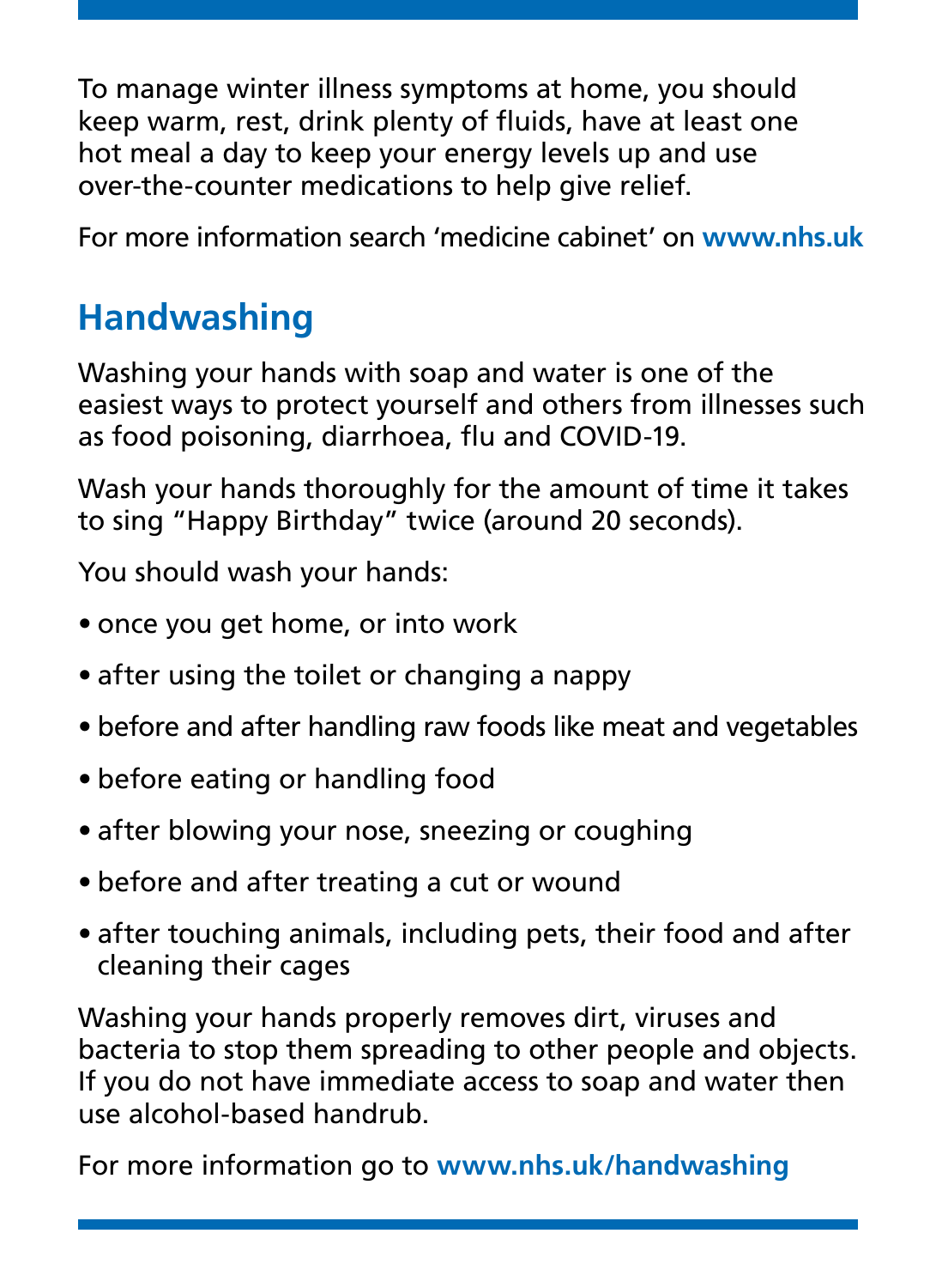To manage winter illness symptoms at home, you should keep warm, rest, drink plenty of fluids, have at least one hot meal a day to keep your energy levels up and use over-the-counter medications to help give relief.

For more information search 'medicine cabinet' on **www.nhs.uk**

## Handwashing

Washing your hands with soap and water is one of the easiest ways to protect yourself and others from illnesses such as food poisoning, diarrhoea, flu and COVID-19.

Wash your hands thoroughly for the amount of time it takes to sing "Happy Birthday" twice (around 20 seconds).

You should wash your hands:

- once you get home, or into work
- after using the toilet or changing a nappy
- before and after handling raw foods like meat and vegetables
- before eating or handling food
- after blowing your nose, sneezing or coughing
- before and after treating a cut or wound
- after touching animals, including pets, their food and after cleaning their cages

Washing your hands properly removes dirt, viruses and bacteria to stop them spreading to other people and objects. If you do not have immediate access to soap and water then use alcohol-based handrub.

For more information go to **www.nhs.uk/handwashing**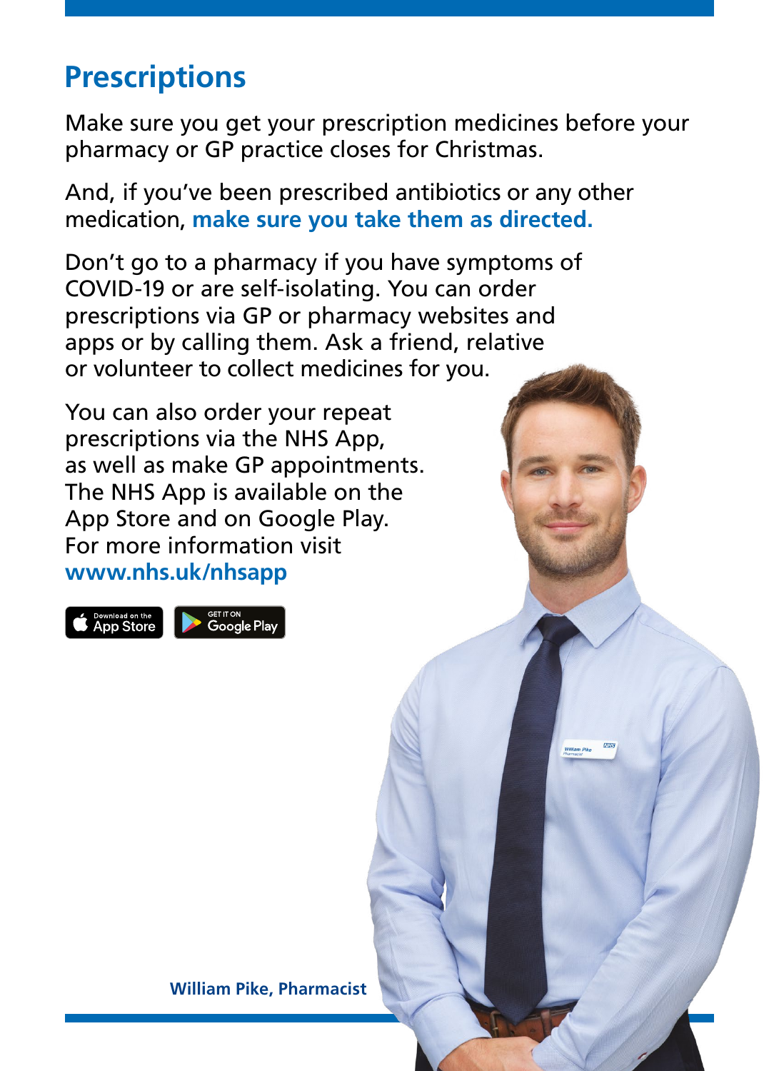# Prescriptions

Make sure you get your prescription medicines before your pharmacy or GP practice closes for Christmas.

And, if you've been prescribed antibiotics or any other medication, **make sure you take them as directed.**

Don't go to a pharmacy if you have symptoms of COVID-19 or are self-isolating. You can order prescriptions via GP or pharmacy websites and apps or by calling them. Ask a friend, relative or volunteer to collect medicines for you.

You can also order your repeat prescriptions via the NHS App, as well as make GP appointments. The NHS App is available on the App Store and on Google Play. For more information visit **www.nhs.uk/nhsapp**

Download on the App Store | GET IT ON Google Play

**William Pike, Pharmacist**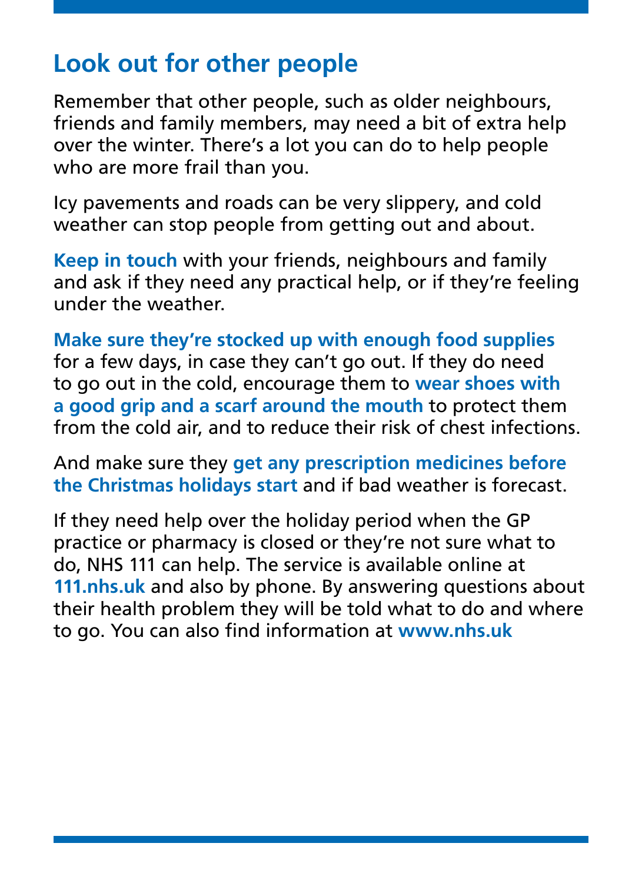## Look out for other people

Remember that other people, such as older neighbours, friends and family members, may need a bit of extra help over the winter. There's a lot you can do to help people who are more frail than you.

Icy pavements and roads can be very slippery, and cold weather can stop people from getting out and about.

**Keep in touch** with your friends, neighbours and family and ask if they need any practical help, or if they're feeling under the weather.

**Make sure they're stocked up with enough food supplies** for a few days, in case they can't go out. If they do need to go out in the cold, encourage them to **wear shoes with a good grip and a scarf around the mouth** to protect them from the cold air, and to reduce their risk of chest infections.

And make sure they **get any prescription medicines before the Christmas holidays start** and if bad weather is forecast.

If they need help over the holiday period when the GP practice or pharmacy is closed or they're not sure what to do, NHS 111 can help. The service is available online at **111.nhs.uk** and also by phone. By answering questions about their health problem they will be told what to do and where to go. You can also find information at **www.nhs.uk**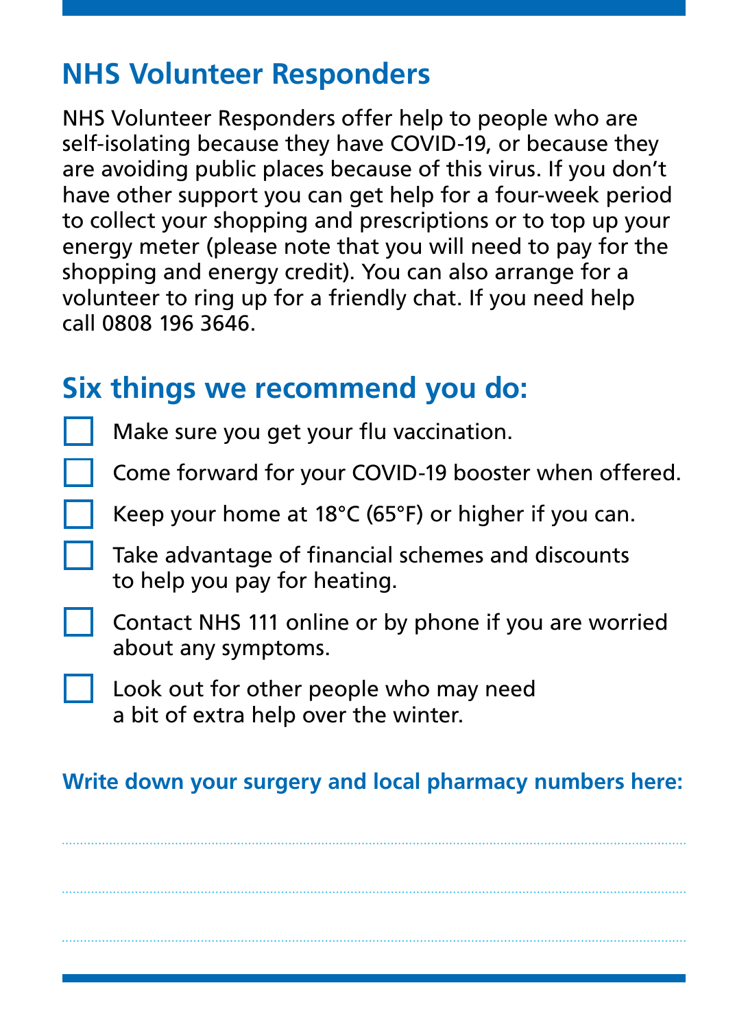## NHS Volunteer Responders

NHS Volunteer Responders offer help to people who are self-isolating because they have COVID-19, or because they are avoiding public places because of this virus. If you don't have other support you can get help for a four-week period to collect your shopping and prescriptions or to top up your energy meter (please note that you will need to pay for the shopping and energy credit). You can also arrange for a volunteer to ring up for a friendly chat. If you need help call 0808 196 3646.

## Six things we recommend you do:

- [ ] Make sure you get your flu vaccination.
- [ ] Come forward for your COVID-19 booster when offered.
- [ ] Keep your home at 18°C (65°F) or higher if you can.
- [ ] Take advantage of financial schemes and discounts to help you pay for heating.
- [ ] Contact NHS 111 online or by phone if you are worried about any symptoms.
- [ ] Look out for other people who may need a bit of extra help over the winter.

**Write down your surgery and local pharmacy numbers here:**

..............................................................................................

..............................................................................................

..............................................................................................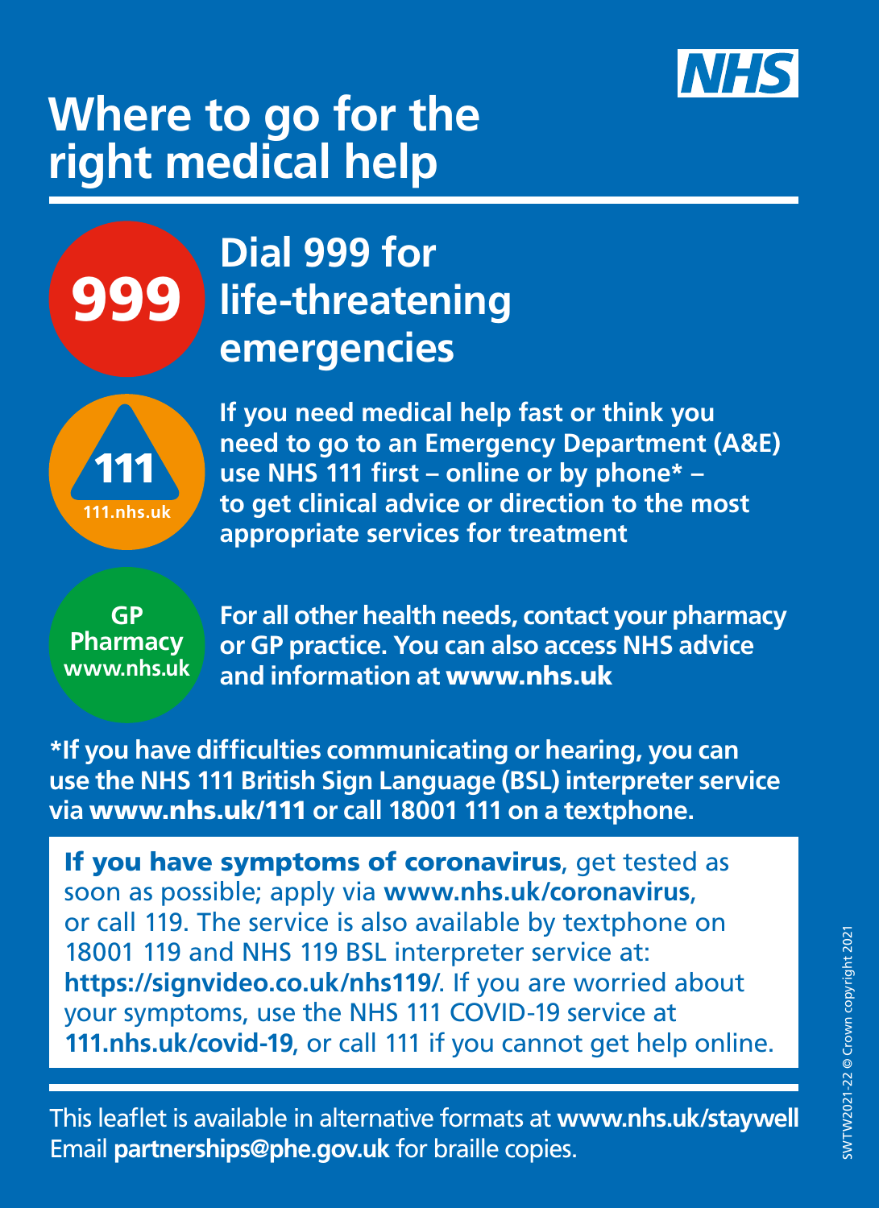NHS

# Where to go for the right medical help

999

## Dial 999 for life-threatening emergencies

111

111.nhs.uk

**If you need medical help fast or think you need to go to an Emergency Department (A&E) use NHS 111 first – online or by phone* – to get clinical advice or direction to the most appropriate services for treatment**

GP
Pharmacy
www.nhs.uk

**For all other health needs, contact your pharmacy or GP practice. You can also access NHS advice and information at www.nhs.uk**

***If you have difficulties communicating or hearing, you can use the NHS 111 British Sign Language (BSL) interpreter service via www.nhs.uk/111 or call 18001 111 on a textphone.**

**If you have symptoms of coronavirus**, get tested as soon as possible; apply via **www.nhs.uk/coronavirus**, or call 119. The service is also available by textphone on 18001 119 and NHS 119 BSL interpreter service at: **https://signvideo.co.uk/nhs119/**. If you are worried about your symptoms, use the NHS 111 COVID-19 service at **111.nhs.uk/covid-19**, or call 111 if you cannot get help online.

This leaflet is available in alternative formats at **www.nhs.uk/staywell**
Email **partnerships@phe.gov.uk** for braille copies.

SWTW2021-22 © Crown copyright 2021